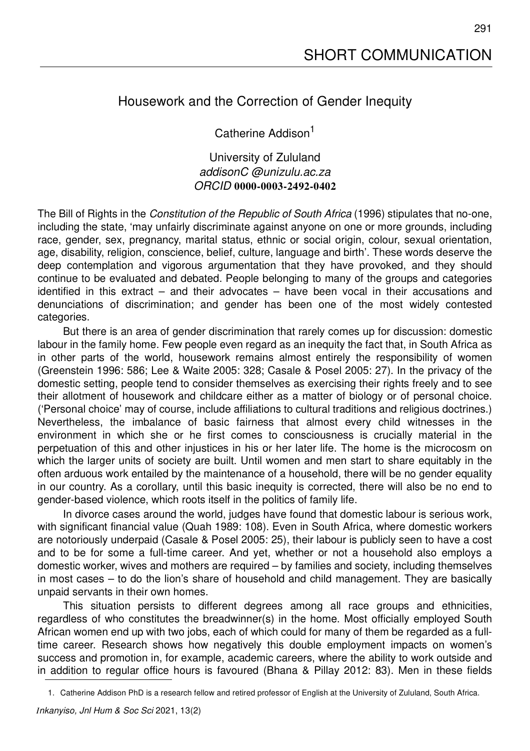# SHORT COMMUNICATION

## Housework and the Correction of Gender Inequity

Catherine Addison[1]

University of Zululand
*addisonC @unizulu.ac.za*
*ORCID* **0000-0003-2492-0402**

The Bill of Rights in the *Constitution of the Republic of South Africa* (1996) stipulates that no-one, including the state, 'may unfairly discriminate against anyone on one or more grounds, including race, gender, sex, pregnancy, marital status, ethnic or social origin, colour, sexual orientation, age, disability, religion, conscience, belief, culture, language and birth'. These words deserve the deep contemplation and vigorous argumentation that they have provoked, and they should continue to be evaluated and debated. People belonging to many of the groups and categories identified in this extract – and their advocates – have been vocal in their accusations and denunciations of discrimination; and gender has been one of the most widely contested categories.

But there is an area of gender discrimination that rarely comes up for discussion: domestic labour in the family home. Few people even regard as an inequity the fact that, in South Africa as in other parts of the world, housework remains almost entirely the responsibility of women (Greenstein 1996: 586; Lee & Waite 2005: 328; Casale & Posel 2005: 27). In the privacy of the domestic setting, people tend to consider themselves as exercising their rights freely and to see their allotment of housework and childcare either as a matter of biology or of personal choice. ('Personal choice' may of course, include affiliations to cultural traditions and religious doctrines.) Nevertheless, the imbalance of basic fairness that almost every child witnesses in the environment in which she or he first comes to consciousness is crucially material in the perpetuation of this and other injustices in his or her later life. The home is the microcosm on which the larger units of society are built. Until women and men start to share equitably in the often arduous work entailed by the maintenance of a household, there will be no gender equality in our country. As a corollary, until this basic inequity is corrected, there will also be no end to gender-based violence, which roots itself in the politics of family life.

In divorce cases around the world, judges have found that domestic labour is serious work, with significant financial value (Quah 1989: 108). Even in South Africa, where domestic workers are notoriously underpaid (Casale & Posel 2005: 25), their labour is publicly seen to have a cost and to be for some a full-time career. And yet, whether or not a household also employs a domestic worker, wives and mothers are required – by families and society, including themselves in most cases – to do the lion's share of household and child management. They are basically unpaid servants in their own homes.

This situation persists to different degrees among all race groups and ethnicities, regardless of who constitutes the breadwinner(s) in the home. Most officially employed South African women end up with two jobs, each of which could for many of them be regarded as a full-time career. Research shows how negatively this double employment impacts on women's success and promotion in, for example, academic careers, where the ability to work outside and in addition to regular office hours is favoured (Bhana & Pillay 2012: 83). Men in these fields

1. Catherine Addison PhD is a research fellow and retired professor of English at the University of Zululand, South Africa.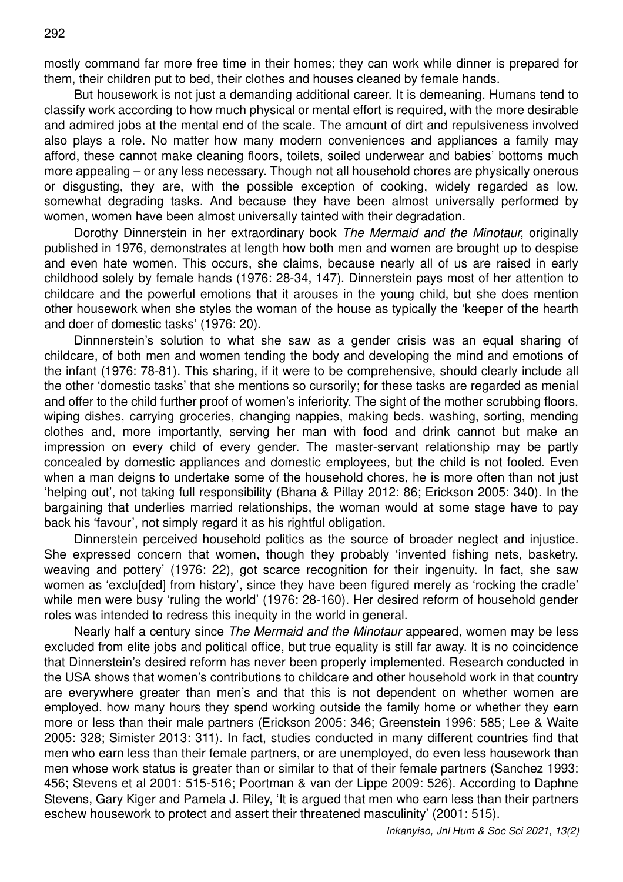mostly command far more free time in their homes; they can work while dinner is prepared for them, their children put to bed, their clothes and houses cleaned by female hands.

But housework is not just a demanding additional career. It is demeaning. Humans tend to classify work according to how much physical or mental effort is required, with the more desirable and admired jobs at the mental end of the scale. The amount of dirt and repulsiveness involved also plays a role. No matter how many modern conveniences and appliances a family may afford, these cannot make cleaning floors, toilets, soiled underwear and babies' bottoms much more appealing – or any less necessary. Though not all household chores are physically onerous or disgusting, they are, with the possible exception of cooking, widely regarded as low, somewhat degrading tasks. And because they have been almost universally performed by women, women have been almost universally tainted with their degradation.

Dorothy Dinnerstein in her extraordinary book *The Mermaid and the Minotaur*, originally published in 1976, demonstrates at length how both men and women are brought up to despise and even hate women. This occurs, she claims, because nearly all of us are raised in early childhood solely by female hands (1976: 28-34, 147). Dinnerstein pays most of her attention to childcare and the powerful emotions that it arouses in the young child, but she does mention other housework when she styles the woman of the house as typically the 'keeper of the hearth and doer of domestic tasks' (1976: 20).

Dinnnerstein's solution to what she saw as a gender crisis was an equal sharing of childcare, of both men and women tending the body and developing the mind and emotions of the infant (1976: 78-81). This sharing, if it were to be comprehensive, should clearly include all the other 'domestic tasks' that she mentions so cursorily; for these tasks are regarded as menial and offer to the child further proof of women's inferiority. The sight of the mother scrubbing floors, wiping dishes, carrying groceries, changing nappies, making beds, washing, sorting, mending clothes and, more importantly, serving her man with food and drink cannot but make an impression on every child of every gender. The master-servant relationship may be partly concealed by domestic appliances and domestic employees, but the child is not fooled. Even when a man deigns to undertake some of the household chores, he is more often than not just 'helping out', not taking full responsibility (Bhana & Pillay 2012: 86; Erickson 2005: 340). In the bargaining that underlies married relationships, the woman would at some stage have to pay back his 'favour', not simply regard it as his rightful obligation.

Dinnerstein perceived household politics as the source of broader neglect and injustice. She expressed concern that women, though they probably 'invented fishing nets, basketry, weaving and pottery' (1976: 22), got scarce recognition for their ingenuity. In fact, she saw women as 'exclu[ded] from history', since they have been figured merely as 'rocking the cradle' while men were busy 'ruling the world' (1976: 28-160). Her desired reform of household gender roles was intended to redress this inequity in the world in general.

Nearly half a century since *The Mermaid and the Minotaur* appeared, women may be less excluded from elite jobs and political office, but true equality is still far away. It is no coincidence that Dinnerstein's desired reform has never been properly implemented. Research conducted in the USA shows that women's contributions to childcare and other household work in that country are everywhere greater than men's and that this is not dependent on whether women are employed, how many hours they spend working outside the family home or whether they earn more or less than their male partners (Erickson 2005: 346; Greenstein 1996: 585; Lee & Waite 2005: 328; Simister 2013: 311). In fact, studies conducted in many different countries find that men who earn less than their female partners, or are unemployed, do even less housework than men whose work status is greater than or similar to that of their female partners (Sanchez 1993: 456; Stevens et al 2001: 515-516; Poortman & van der Lippe 2009: 526). According to Daphne Stevens, Gary Kiger and Pamela J. Riley, 'It is argued that men who earn less than their partners eschew housework to protect and assert their threatened masculinity' (2001: 515).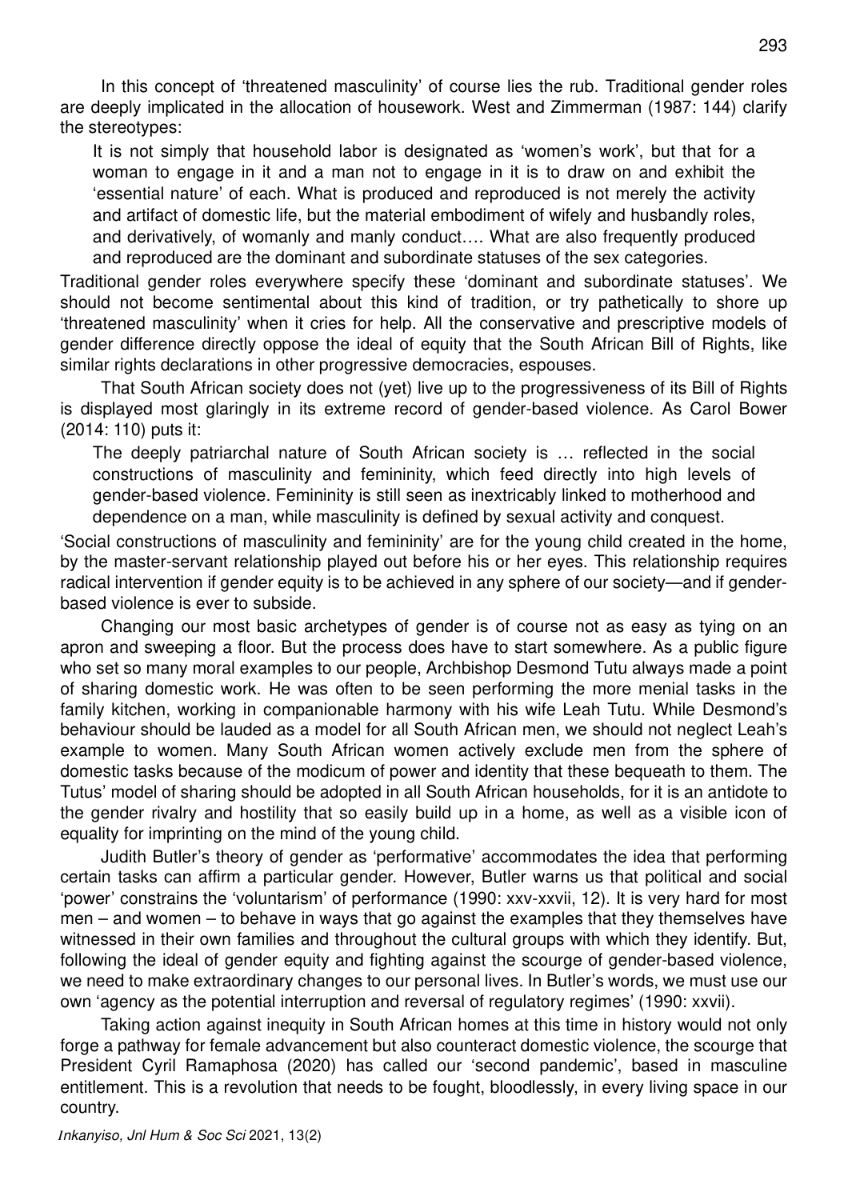In this concept of 'threatened masculinity' of course lies the rub. Traditional gender roles are deeply implicated in the allocation of housework. West and Zimmerman (1987: 144) clarify the stereotypes:

> It is not simply that household labor is designated as 'women's work', but that for a woman to engage in it and a man not to engage in it is to draw on and exhibit the 'essential nature' of each. What is produced and reproduced is not merely the activity and artifact of domestic life, but the material embodiment of wifely and husbandly roles, and derivatively, of womanly and manly conduct…. What are also frequently produced and reproduced are the dominant and subordinate statuses of the sex categories.

Traditional gender roles everywhere specify these 'dominant and subordinate statuses'. We should not become sentimental about this kind of tradition, or try pathetically to shore up 'threatened masculinity' when it cries for help. All the conservative and prescriptive models of gender difference directly oppose the ideal of equity that the South African Bill of Rights, like similar rights declarations in other progressive democracies, espouses.

That South African society does not (yet) live up to the progressiveness of its Bill of Rights is displayed most glaringly in its extreme record of gender-based violence. As Carol Bower (2014: 110) puts it:

> The deeply patriarchal nature of South African society is … reflected in the social constructions of masculinity and femininity, which feed directly into high levels of gender-based violence. Femininity is still seen as inextricably linked to motherhood and dependence on a man, while masculinity is defined by sexual activity and conquest.

'Social constructions of masculinity and femininity' are for the young child created in the home, by the master-servant relationship played out before his or her eyes. This relationship requires radical intervention if gender equity is to be achieved in any sphere of our society—and if gender-based violence is ever to subside.

Changing our most basic archetypes of gender is of course not as easy as tying on an apron and sweeping a floor. But the process does have to start somewhere. As a public figure who set so many moral examples to our people, Archbishop Desmond Tutu always made a point of sharing domestic work. He was often to be seen performing the more menial tasks in the family kitchen, working in companionable harmony with his wife Leah Tutu. While Desmond's behaviour should be lauded as a model for all South African men, we should not neglect Leah's example to women. Many South African women actively exclude men from the sphere of domestic tasks because of the modicum of power and identity that these bequeath to them. The Tutus' model of sharing should be adopted in all South African households, for it is an antidote to the gender rivalry and hostility that so easily build up in a home, as well as a visible icon of equality for imprinting on the mind of the young child.

Judith Butler's theory of gender as 'performative' accommodates the idea that performing certain tasks can affirm a particular gender. However, Butler warns us that political and social 'power' constrains the 'voluntarism' of performance (1990: xxv-xxvii, 12). It is very hard for most men – and women – to behave in ways that go against the examples that they themselves have witnessed in their own families and throughout the cultural groups with which they identify. But, following the ideal of gender equity and fighting against the scourge of gender-based violence, we need to make extraordinary changes to our personal lives. In Butler's words, we must use our own 'agency as the potential interruption and reversal of regulatory regimes' (1990: xxvii).

Taking action against inequity in South African homes at this time in history would not only forge a pathway for female advancement but also counteract domestic violence, the scourge that President Cyril Ramaphosa (2020) has called our 'second pandemic', based in masculine entitlement. This is a revolution that needs to be fought, bloodlessly, in every living space in our country.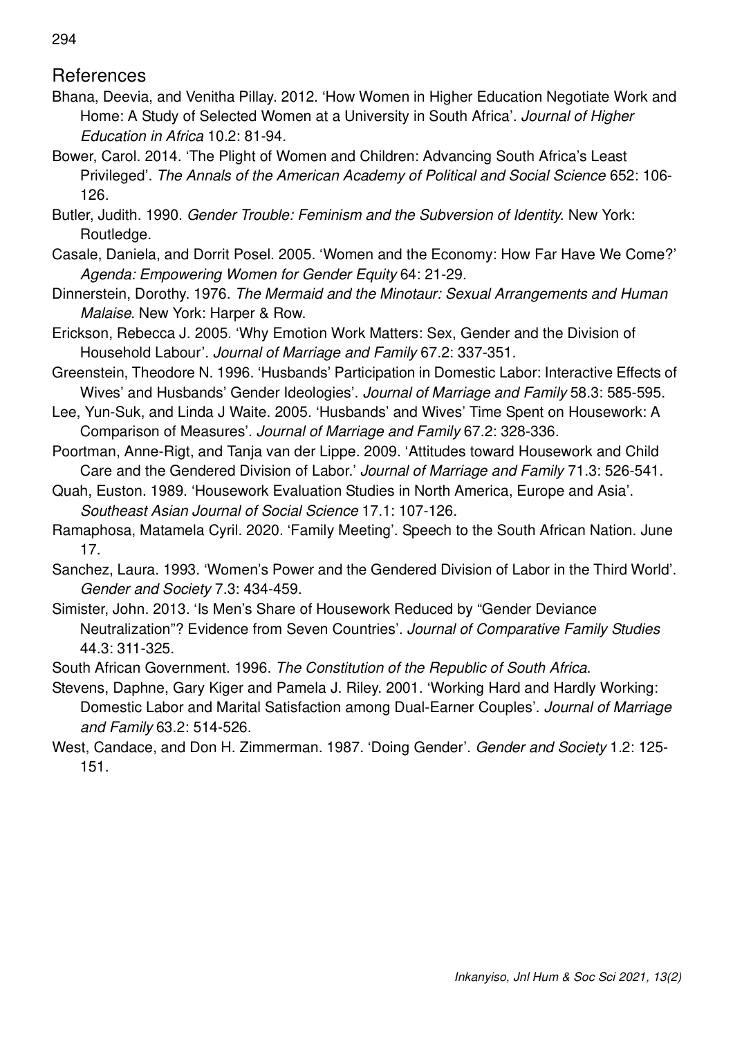## References

Bhana, Deevia, and Venitha Pillay. 2012. 'How Women in Higher Education Negotiate Work and Home: A Study of Selected Women at a University in South Africa'. *Journal of Higher Education in Africa* 10.2: 81-94.

Bower, Carol. 2014. 'The Plight of Women and Children: Advancing South Africa's Least Privileged'. *The Annals of the American Academy of Political and Social Science* 652: 106-126.

Butler, Judith. 1990. *Gender Trouble: Feminism and the Subversion of Identity*. New York: Routledge.

Casale, Daniela, and Dorrit Posel. 2005. 'Women and the Economy: How Far Have We Come?' *Agenda: Empowering Women for Gender Equity* 64: 21-29.

Dinnerstein, Dorothy. 1976. *The Mermaid and the Minotaur: Sexual Arrangements and Human Malaise*. New York: Harper & Row.

Erickson, Rebecca J. 2005. 'Why Emotion Work Matters: Sex, Gender and the Division of Household Labour'. *Journal of Marriage and Family* 67.2: 337-351.

Greenstein, Theodore N. 1996. 'Husbands' Participation in Domestic Labor: Interactive Effects of Wives' and Husbands' Gender Ideologies'. *Journal of Marriage and Family* 58.3: 585-595.

Lee, Yun-Suk, and Linda J Waite. 2005. 'Husbands' and Wives' Time Spent on Housework: A Comparison of Measures'. *Journal of Marriage and Family* 67.2: 328-336.

Poortman, Anne-Rigt, and Tanja van der Lippe. 2009. 'Attitudes toward Housework and Child Care and the Gendered Division of Labor.' *Journal of Marriage and Family* 71.3: 526-541.

Quah, Euston. 1989. 'Housework Evaluation Studies in North America, Europe and Asia'. *Southeast Asian Journal of Social Science* 17.1: 107-126.

Ramaphosa, Matamela Cyril. 2020. 'Family Meeting'. Speech to the South African Nation. June 17.

Sanchez, Laura. 1993. 'Women's Power and the Gendered Division of Labor in the Third World'. *Gender and Society* 7.3: 434-459.

Simister, John. 2013. 'Is Men's Share of Housework Reduced by "Gender Deviance Neutralization"? Evidence from Seven Countries'. *Journal of Comparative Family Studies* 44.3: 311-325.

South African Government. 1996. *The Constitution of the Republic of South Africa*.

Stevens, Daphne, Gary Kiger and Pamela J. Riley. 2001. 'Working Hard and Hardly Working: Domestic Labor and Marital Satisfaction among Dual-Earner Couples'. *Journal of Marriage and Family* 63.2: 514-526.

West, Candace, and Don H. Zimmerman. 1987. 'Doing Gender'. *Gender and Society* 1.2: 125-151.